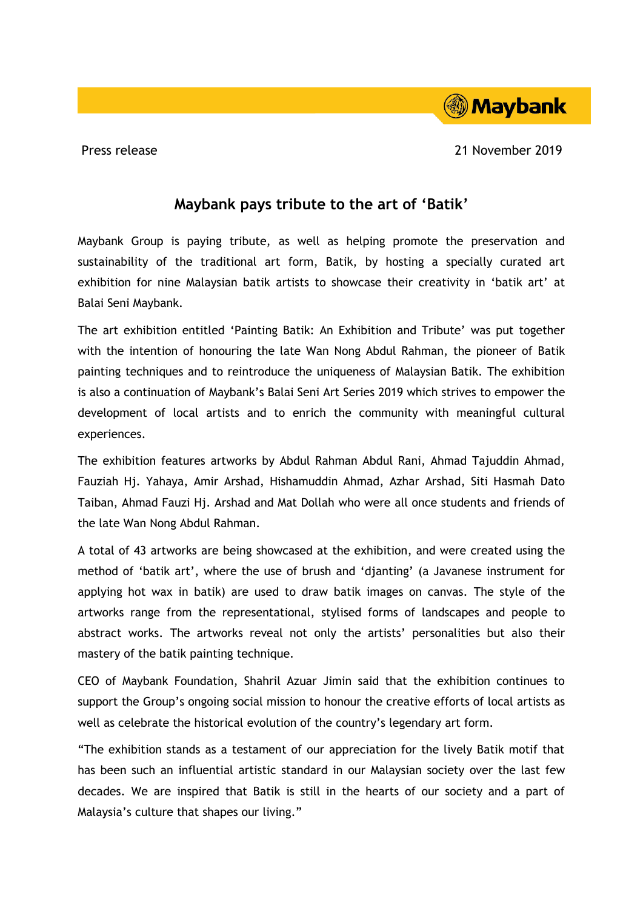Press release

21 November 2019

# Maybank pays tribute to the art of 'Batik'

Maybank Group is paying tribute, as well as helping promote the preservation and sustainability of the traditional art form, Batik, by hosting a specially curated art exhibition for nine Malaysian batik artists to showcase their creativity in 'batik art' at Balai Seni Maybank.

The art exhibition entitled 'Painting Batik: An Exhibition and Tribute' was put together with the intention of honouring the late Wan Nong Abdul Rahman, the pioneer of Batik painting techniques and to reintroduce the uniqueness of Malaysian Batik. The exhibition is also a continuation of Maybank's Balai Seni Art Series 2019 which strives to empower the development of local artists and to enrich the community with meaningful cultural experiences.

The exhibition features artworks by Abdul Rahman Abdul Rani, Ahmad Tajuddin Ahmad, Fauziah Hj. Yahaya, Amir Arshad, Hishamuddin Ahmad, Azhar Arshad, Siti Hasmah Dato Taiban, Ahmad Fauzi Hj. Arshad and Mat Dollah who were all once students and friends of the late Wan Nong Abdul Rahman.

A total of 43 artworks are being showcased at the exhibition, and were created using the method of 'batik art', where the use of brush and 'djanting' (a Javanese instrument for applying hot wax in batik) are used to draw batik images on canvas. The style of the artworks range from the representational, stylised forms of landscapes and people to abstract works. The artworks reveal not only the artists' personalities but also their mastery of the batik painting technique.

CEO of Maybank Foundation, Shahril Azuar Jimin said that the exhibition continues to support the Group's ongoing social mission to honour the creative efforts of local artists as well as celebrate the historical evolution of the country's legendary art form.

"The exhibition stands as a testament of our appreciation for the lively Batik motif that has been such an influential artistic standard in our Malaysian society over the last few decades. We are inspired that Batik is still in the hearts of our society and a part of Malaysia's culture that shapes our living."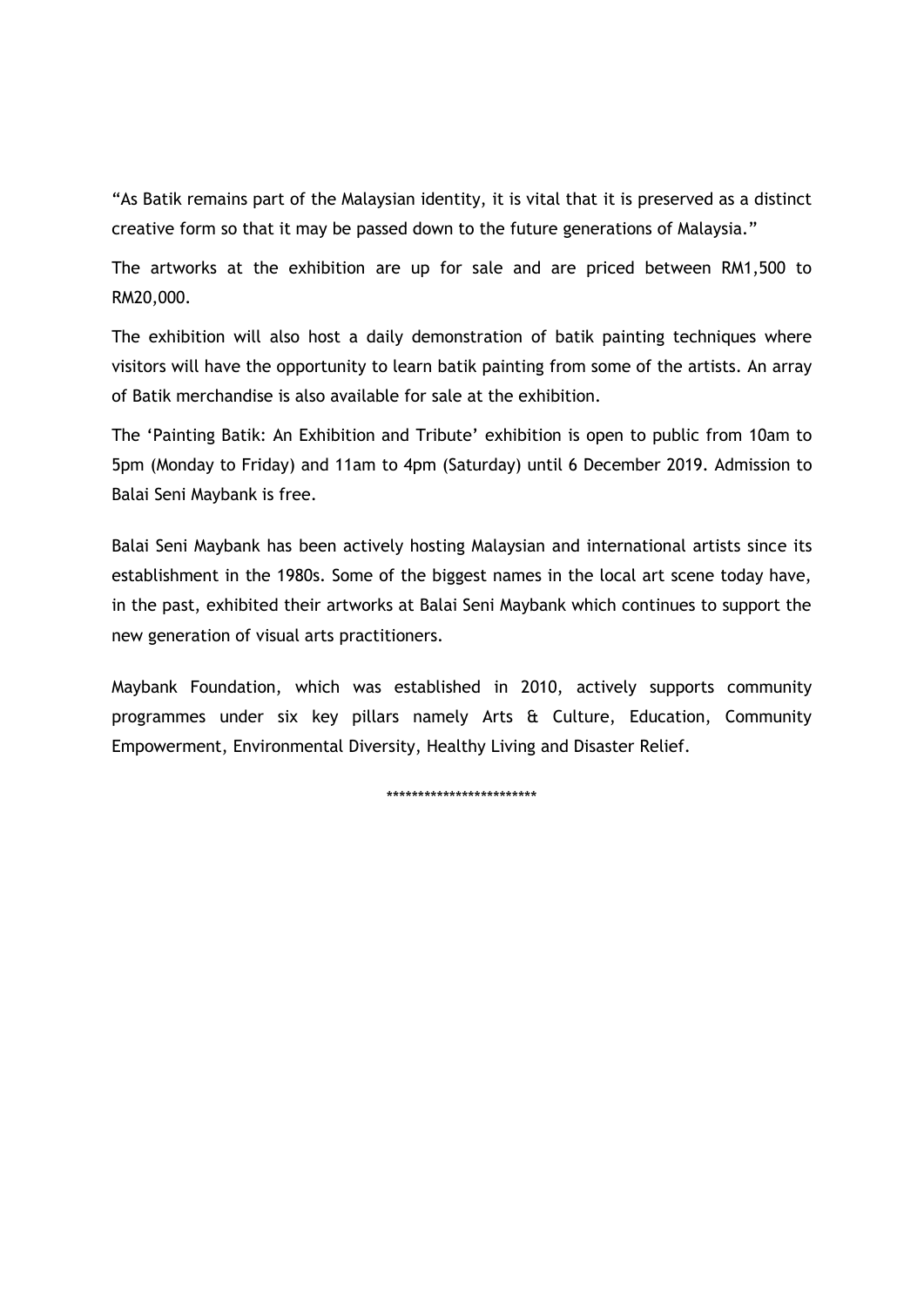“As Batik remains part of the Malaysian identity, it is vital that it is preserved as a distinct creative form so that it may be passed down to the future generations of Malaysia.”

The artworks at the exhibition are up for sale and are priced between RM1,500 to RM20,000.

The exhibition will also host a daily demonstration of batik painting techniques where visitors will have the opportunity to learn batik painting from some of the artists. An array of Batik merchandise is also available for sale at the exhibition.

The ‘Painting Batik: An Exhibition and Tribute’ exhibition is open to public from 10am to 5pm (Monday to Friday) and 11am to 4pm (Saturday) until 6 December 2019. Admission to Balai Seni Maybank is free.

Balai Seni Maybank has been actively hosting Malaysian and international artists since its establishment in the 1980s. Some of the biggest names in the local art scene today have, in the past, exhibited their artworks at Balai Seni Maybank which continues to support the new generation of visual arts practitioners.

Maybank Foundation, which was established in 2010, actively supports community programmes under six key pillars namely Arts & Culture, Education, Community Empowerment, Environmental Diversity, Healthy Living and Disaster Relief.

************************